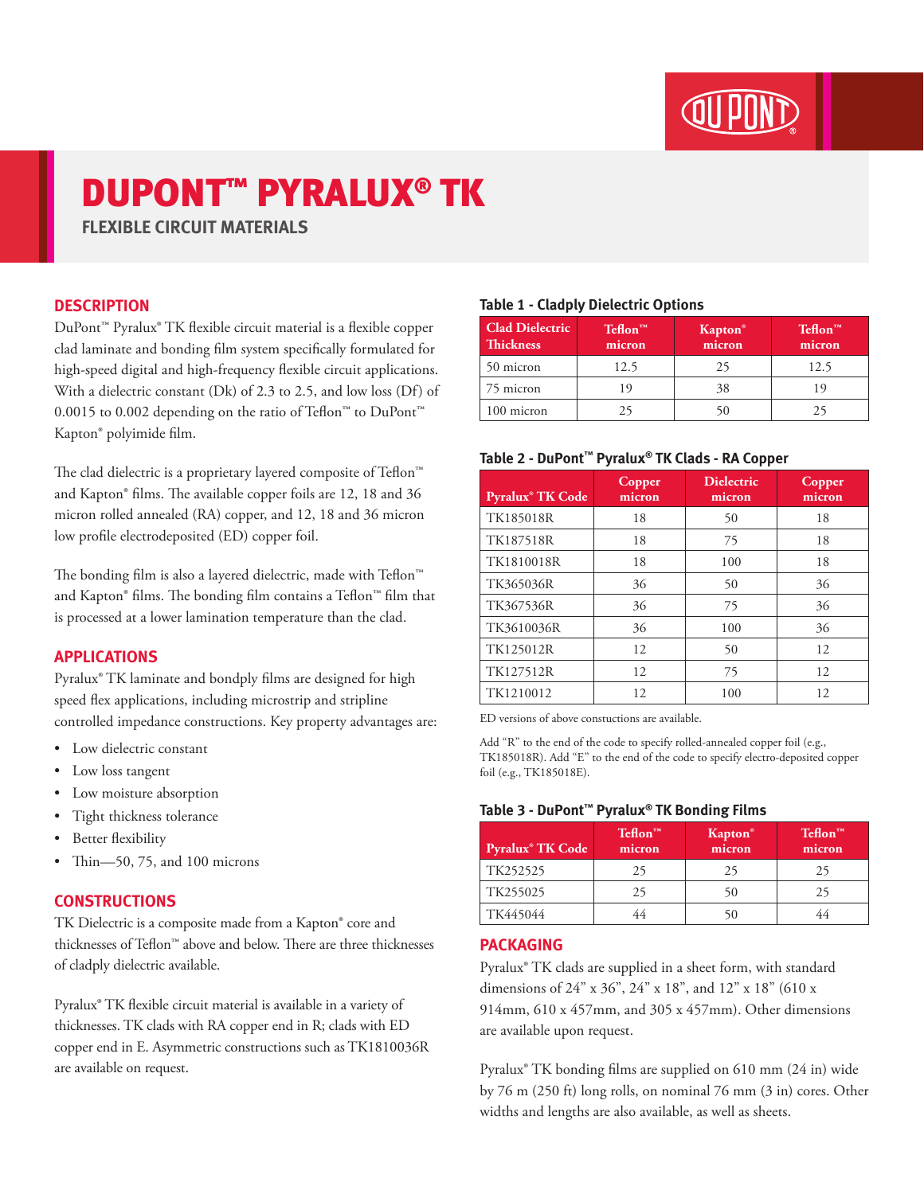# DUPONT™ PYRALUX® TK

## FLEXIBLE CIRCUIT MATERIALS

## DESCRIPTION

DuPont™ Pyralux® TK flexible circuit material is a flexible copper clad laminate and bonding film system specifically formulated for high-speed digital and high-frequency flexible circuit applications. With a dielectric constant (Dk) of 2.3 to 2.5, and low loss (Df) of 0.0015 to 0.002 depending on the ratio of Teflon™ to DuPont™ Kapton® polyimide film.

The clad dielectric is a proprietary layered composite of Teflon™ and Kapton® films. The available copper foils are 12, 18 and 36 micron rolled annealed (RA) copper, and 12, 18 and 36 micron low profile electrodeposited (ED) copper foil.

The bonding film is also a layered dielectric, made with Teflon™ and Kapton® films. The bonding film contains a Teflon™ film that is processed at a lower lamination temperature than the clad.

## APPLICATIONS

Pyralux® TK laminate and bondply films are designed for high speed flex applications, including microstrip and stripline controlled impedance constructions. Key property advantages are:

- Low dielectric constant
- Low loss tangent
- Low moisture absorption
- Tight thickness tolerance
- Better flexibility
- Thin—50, 75, and 100 microns

## CONSTRUCTIONS

TK Dielectric is a composite made from a Kapton® core and thicknesses of Teflon™ above and below. There are three thicknesses of cladply dielectric available.

Pyralux® TK flexible circuit material is available in a variety of thicknesses. TK clads with RA copper end in R; clads with ED copper end in E. Asymmetric constructions such as TK1810036R are available on request.

### Table 1 - Cladply Dielectric Options

| Clad Dielectric Thickness | Teflon™ micron | Kapton® micron | Teflon™ micron |
|---|---|---|---|
| 50 micron | 12.5 | 25 | 12.5 |
| 75 micron | 19 | 38 | 19 |
| 100 micron | 25 | 50 | 25 |

### Table 2 - DuPont™ Pyralux® TK Clads - RA Copper

| Pyralux® TK Code | Copper micron | Dielectric micron | Copper micron |
|---|---|---|---|
| TK185018R | 18 | 50 | 18 |
| TK187518R | 18 | 75 | 18 |
| TK1810018R | 18 | 100 | 18 |
| TK365036R | 36 | 50 | 36 |
| TK367536R | 36 | 75 | 36 |
| TK3610036R | 36 | 100 | 36 |
| TK125012R | 12 | 50 | 12 |
| TK127512R | 12 | 75 | 12 |
| TK1210012 | 12 | 100 | 12 |

ED versions of above constuctions are available.

Add "R" to the end of the code to specify rolled-annealed copper foil (e.g., TK185018R). Add "E" to the end of the code to specify electro-deposited copper foil (e.g., TK185018E).

### Table 3 - DuPont™ Pyralux® TK Bonding Films

| Pyralux® TK Code | Teflon™ micron | Kapton® micron | Teflon™ micron |
|---|---|---|---|
| TK252525 | 25 | 25 | 25 |
| TK255025 | 25 | 50 | 25 |
| TK445044 | 44 | 50 | 44 |

## PACKAGING

Pyralux® TK clads are supplied in a sheet form, with standard dimensions of 24" x 36", 24" x 18", and 12" x 18" (610 x 914mm, 610 x 457mm, and 305 x 457mm). Other dimensions are available upon request.

Pyralux® TK bonding films are supplied on 610 mm (24 in) wide by 76 m (250 ft) long rolls, on nominal 76 mm (3 in) cores. Other widths and lengths are also available, as well as sheets.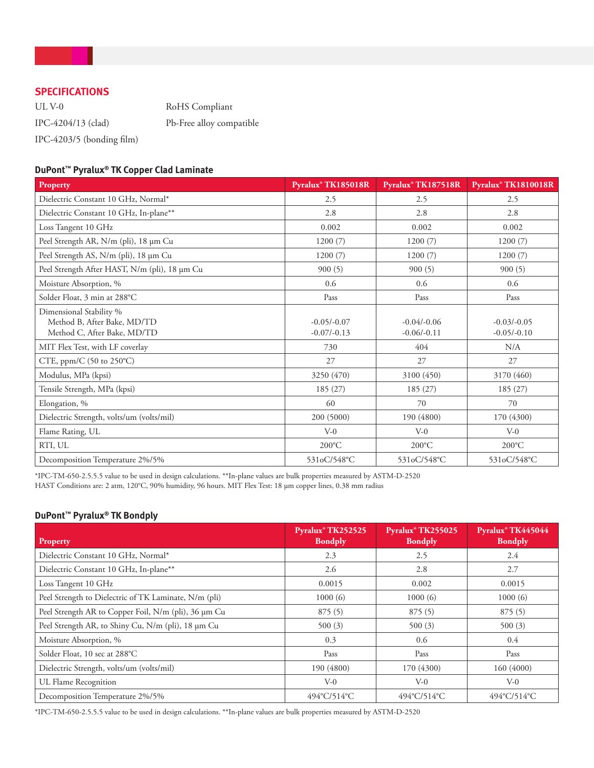## SPECIFICATIONS

UL V-0

IPC-4204/13 (clad)

IPC-4203/5 (bonding film)

RoHS Compliant

Pb-Free alloy compatible

### DuPont™ Pyralux® TK Copper Clad Laminate

| Property | Pyralux® TK185018R | Pyralux® TK187518R | Pyralux® TK1810018R |
|---|---|---|---|
| Dielectric Constant 10 GHz, Normal* | 2.5 | 2.5 | 2.5 |
| Dielectric Constant 10 GHz, In-plane** | 2.8 | 2.8 | 2.8 |
| Loss Tangent 10 GHz | 0.002 | 0.002 | 0.002 |
| Peel Strength AR, N/m (pli), 18 µm Cu | 1200 (7) | 1200 (7) | 1200 (7) |
| Peel Strength AS, N/m (pli), 18 µm Cu | 1200 (7) | 1200 (7) | 1200 (7) |
| Peel Strength After HAST, N/m (pli), 18 µm Cu | 900 (5) | 900 (5) | 900 (5) |
| Moisture Absorption, % | 0.6 | 0.6 | 0.6 |
| Solder Float, 3 min at 288°C | Pass | Pass | Pass |
| Dimensional Stability %<br>Method B, After Bake, MD/TD<br>Method C, After Bake, MD/TD | <br>-0.05/-0.07<br>-0.07/-0.13 | <br>-0.04/-0.06<br>-0.06/-0.11 | <br>-0.03/-0.05<br>-0.05/-0.10 |
| MIT Flex Test, with LF coverlay | 730 | 404 | N/A |
| CTE, ppm/C (50 to 250°C) | 27 | 27 | 27 |
| Modulus, MPa (kpsi) | 3250 (470) | 3100 (450) | 3170 (460) |
| Tensile Strength, MPa (kpsi) | 185 (27) | 185 (27) | 185 (27) |
| Elongation, % | 60 | 70 | 70 |
| Dielectric Strength, volts/um (volts/mil) | 200 (5000) | 190 (4800) | 170 (4300) |
| Flame Rating, UL | V-0 | V-0 | V-0 |
| RTI, UL | 200°C | 200°C | 200°C |
| Decomposition Temperature 2%/5% | 531oC/548°C | 531oC/548°C | 531oC/548°C |

*IPC-TM-650-2.5.5.5 value to be used in design calculations. **In-plane values are bulk properties measured by ASTM-D-2520
HAST Conditions are: 2 atm, 120°C, 90% humidity, 96 hours. MIT Flex Test: 18 µm copper lines, 0.38 mm radius

### DuPont™ Pyralux® TK Bondply

| Property | Pyralux® TK252525 Bondply | Pyralux® TK255025 Bondply | Pyralux® TK445044 Bondply |
|---|---|---|---|
| Dielectric Constant 10 GHz, Normal* | 2.3 | 2.5 | 2.4 |
| Dielectric Constant 10 GHz, In-plane** | 2.6 | 2.8 | 2.7 |
| Loss Tangent 10 GHz | 0.0015 | 0.002 | 0.0015 |
| Peel Strength to Dielectric of TK Laminate, N/m (pli) | 1000 (6) | 1000 (6) | 1000 (6) |
| Peel Strength AR to Copper Foil, N/m (pli), 36 µm Cu | 875 (5) | 875 (5) | 875 (5) |
| Peel Strength AR, to Shiny Cu, N/m (pli), 18 µm Cu | 500 (3) | 500 (3) | 500 (3) |
| Moisture Absorption, % | 0.3 | 0.6 | 0.4 |
| Solder Float, 10 sec at 288°C | Pass | Pass | Pass |
| Dielectric Strength, volts/um (volts/mil) | 190 (4800) | 170 (4300) | 160 (4000) |
| UL Flame Recognition | V-0 | V-0 | V-0 |
| Decomposition Temperature 2%/5% | 494°C/514°C | 494°C/514°C | 494°C/514°C |

*IPC-TM-650-2.5.5.5 value to be used in design calculations. **In-plane values are bulk properties measured by ASTM-D-2520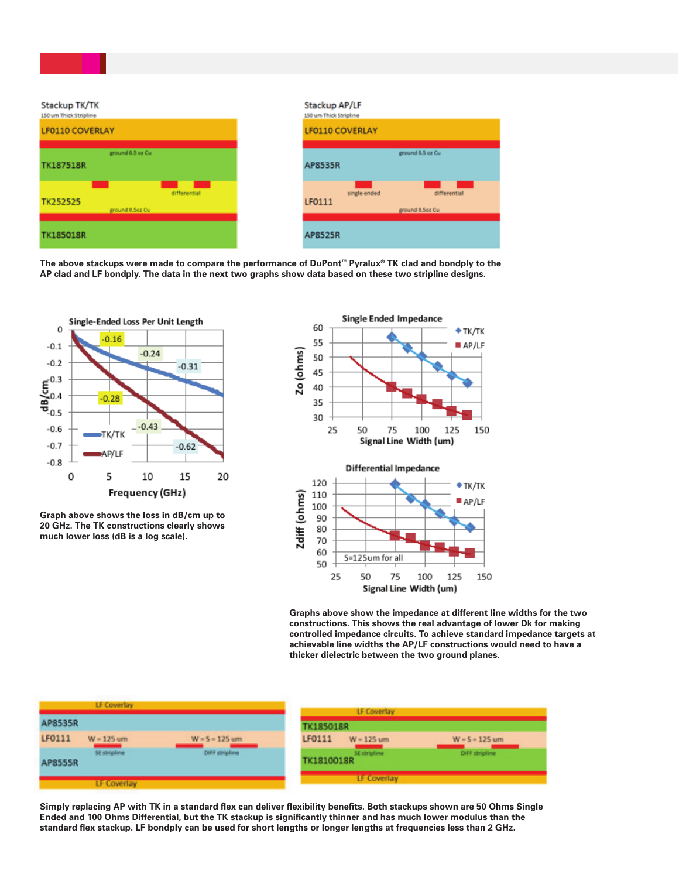The above stackups were made to compare the performance of DuPont™ Pyralux® TK clad and bondply to the AP clad and LF bondply. The data in the next two graphs show data based on these two stripline designs.

Graph above shows the loss in dB/cm up to 20 GHz. The TK constructions clearly shows much lower loss (dB is a log scale).

Graphs above show the impedance at different line widths for the two constructions. This shows the real advantage of lower Dk for making controlled impedance circuits. To achieve standard impedance targets at achievable line widths the AP/LF constructions would need to have a thicker dielectric between the two ground planes.

Simply replacing AP with TK in a standard flex can deliver flexibility benefits. Both stackups shown are 50 Ohms Single Ended and 100 Ohms Differential, but the TK stackup is significantly thinner and has much lower modulus than the standard flex stackup. LF bondply can be used for short lengths or longer lengths at frequencies less than 2 GHz.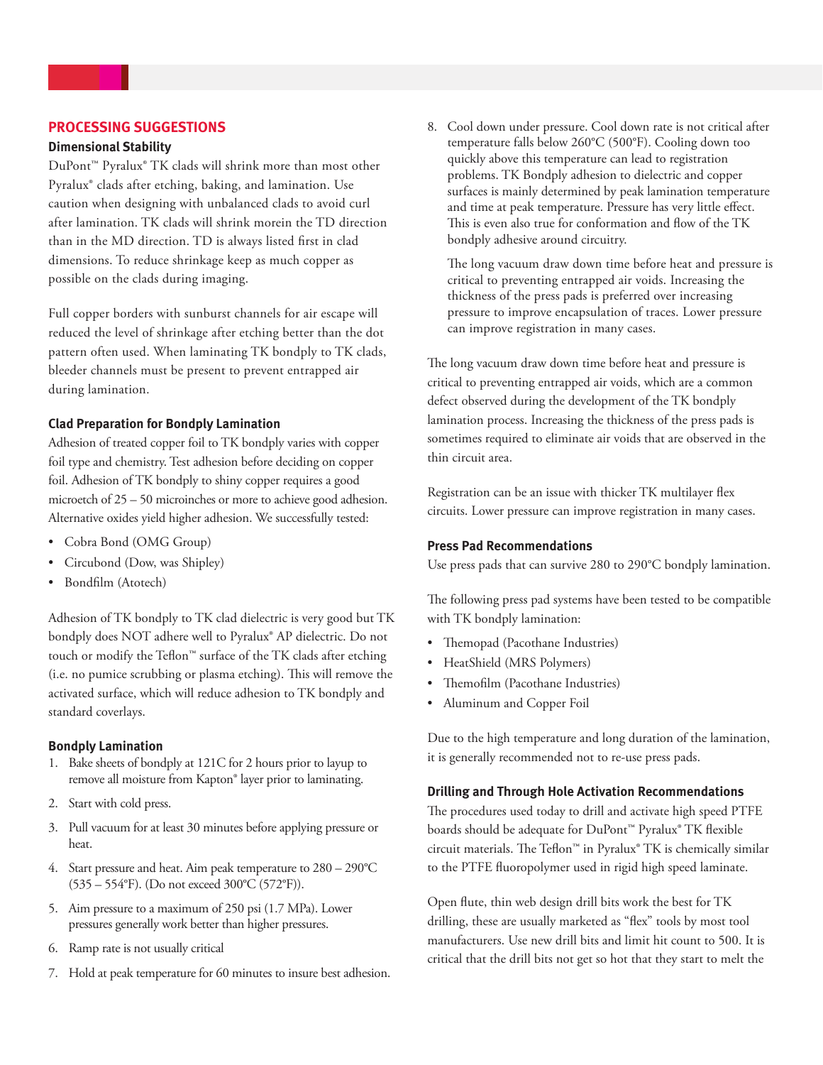## PROCESSING SUGGESTIONS

### Dimensional Stability

DuPont™ Pyralux® TK clads will shrink more than most other Pyralux® clads after etching, baking, and lamination. Use caution when designing with unbalanced clads to avoid curl after lamination. TK clads will shrink morein the TD direction than in the MD direction. TD is always listed first in clad dimensions. To reduce shrinkage keep as much copper as possible on the clads during imaging.

Full copper borders with sunburst channels for air escape will reduced the level of shrinkage after etching better than the dot pattern often used. When laminating TK bondply to TK clads, bleeder channels must be present to prevent entrapped air during lamination.

### Clad Preparation for Bondply Lamination

Adhesion of treated copper foil to TK bondply varies with copper foil type and chemistry. Test adhesion before deciding on copper foil. Adhesion of TK bondply to shiny copper requires a good microetch of 25 – 50 microinches or more to achieve good adhesion. Alternative oxides yield higher adhesion. We successfully tested:

- Cobra Bond (OMG Group)
- Circubond (Dow, was Shipley)
- Bondfilm (Atotech)

Adhesion of TK bondply to TK clad dielectric is very good but TK bondply does NOT adhere well to Pyralux® AP dielectric. Do not touch or modify the Teflon™ surface of the TK clads after etching (i.e. no pumice scrubbing or plasma etching). This will remove the activated surface, which will reduce adhesion to TK bondply and standard coverlays.

### Bondply Lamination

1. Bake sheets of bondply at 121C for 2 hours prior to layup to remove all moisture from Kapton® layer prior to laminating.
2. Start with cold press.
3. Pull vacuum for at least 30 minutes before applying pressure or heat.
4. Start pressure and heat. Aim peak temperature to 280 – 290°C (535 – 554°F). (Do not exceed 300°C (572°F)).
5. Aim pressure to a maximum of 250 psi (1.7 MPa). Lower pressures generally work better than higher pressures.
6. Ramp rate is not usually critical
7. Hold at peak temperature for 60 minutes to insure best adhesion.
8. Cool down under pressure. Cool down rate is not critical after temperature falls below 260°C (500°F). Cooling down too quickly above this temperature can lead to registration problems. TK Bondply adhesion to dielectric and copper surfaces is mainly determined by peak lamination temperature and time at peak temperature. Pressure has very little effect. This is even also true for conformation and flow of the TK bondply adhesive around circuitry.

   The long vacuum draw down time before heat and pressure is critical to preventing entrapped air voids. Increasing the thickness of the press pads is preferred over increasing pressure to improve encapsulation of traces. Lower pressure can improve registration in many cases.

The long vacuum draw down time before heat and pressure is critical to preventing entrapped air voids, which are a common defect observed during the development of the TK bondply lamination process. Increasing the thickness of the press pads is sometimes required to eliminate air voids that are observed in the thin circuit area.

Registration can be an issue with thicker TK multilayer flex circuits. Lower pressure can improve registration in many cases.

### Press Pad Recommendations

Use press pads that can survive 280 to 290°C bondply lamination.

The following press pad systems have been tested to be compatible with TK bondply lamination:

- Themopad (Pacothane Industries)
- HeatShield (MRS Polymers)
- Themofilm (Pacothane Industries)
- Aluminum and Copper Foil

Due to the high temperature and long duration of the lamination, it is generally recommended not to re-use press pads.

### Drilling and Through Hole Activation Recommendations

The procedures used today to drill and activate high speed PTFE boards should be adequate for DuPont™ Pyralux® TK flexible circuit materials. The Teflon™ in Pyralux® TK is chemically similar to the PTFE fluoropolymer used in rigid high speed laminate.

Open flute, thin web design drill bits work the best for TK drilling, these are usually marketed as "flex" tools by most tool manufacturers. Use new drill bits and limit hit count to 500. It is critical that the drill bits not get so hot that they start to melt the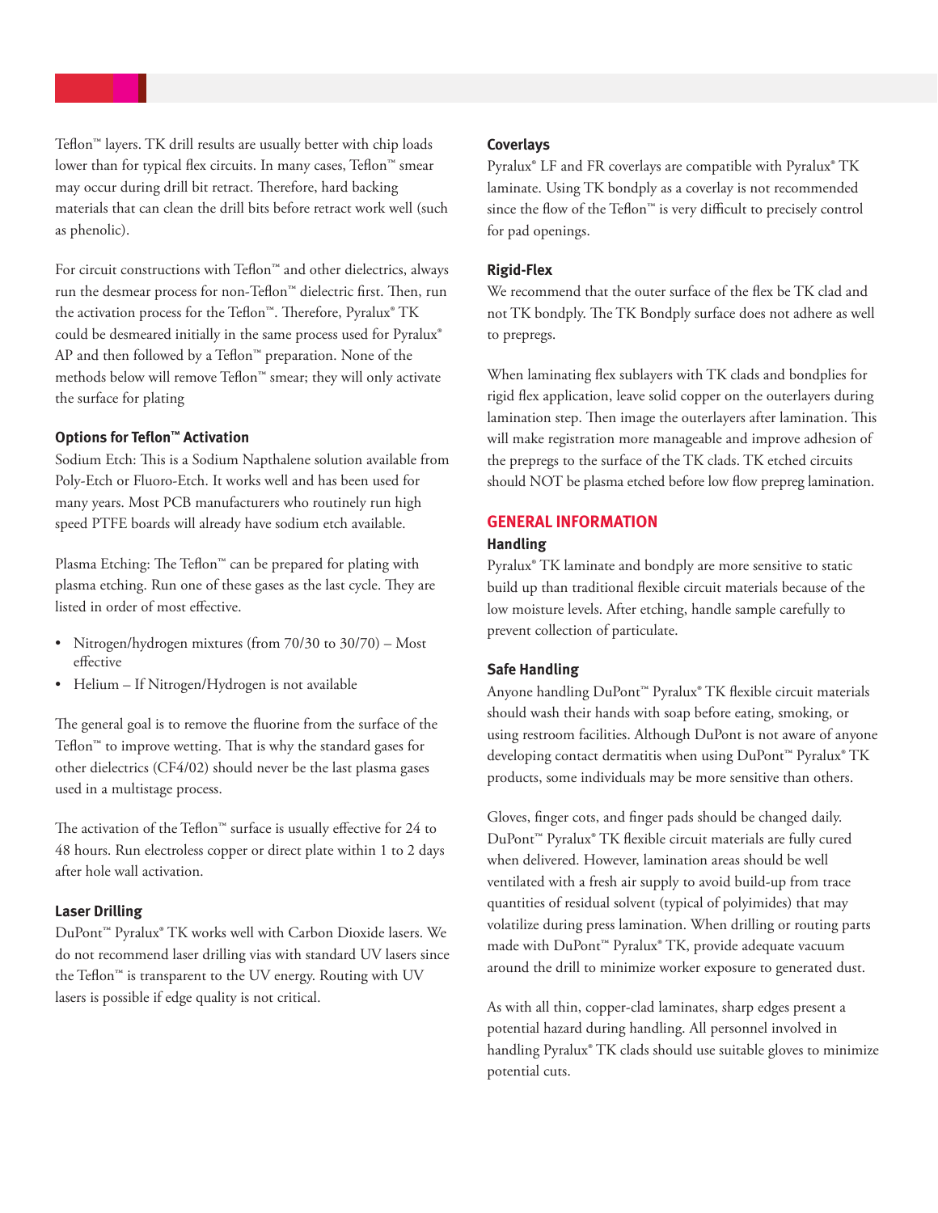Teflon™ layers. TK drill results are usually better with chip loads lower than for typical flex circuits. In many cases, Teflon™ smear may occur during drill bit retract. Therefore, hard backing materials that can clean the drill bits before retract work well (such as phenolic).

For circuit constructions with Teflon™ and other dielectrics, always run the desmear process for non-Teflon™ dielectric first. Then, run the activation process for the Teflon™. Therefore, Pyralux® TK could be desmeared initially in the same process used for Pyralux® AP and then followed by a Teflon™ preparation. None of the methods below will remove Teflon™ smear; they will only activate the surface for plating

#### Options for Teflon™ Activation

Sodium Etch: This is a Sodium Napthalene solution available from Poly-Etch or Fluoro-Etch. It works well and has been used for many years. Most PCB manufacturers who routinely run high speed PTFE boards will already have sodium etch available.

Plasma Etching: The Teflon™ can be prepared for plating with plasma etching. Run one of these gases as the last cycle. They are listed in order of most effective.

- Nitrogen/hydrogen mixtures (from 70/30 to 30/70) – Most effective
- Helium – If Nitrogen/Hydrogen is not available

The general goal is to remove the fluorine from the surface of the Teflon™ to improve wetting. That is why the standard gases for other dielectrics (CF4/02) should never be the last plasma gases used in a multistage process.

The activation of the Teflon™ surface is usually effective for 24 to 48 hours. Run electroless copper or direct plate within 1 to 2 days after hole wall activation.

#### Laser Drilling

DuPont™ Pyralux® TK works well with Carbon Dioxide lasers. We do not recommend laser drilling vias with standard UV lasers since the Teflon™ is transparent to the UV energy. Routing with UV lasers is possible if edge quality is not critical.

#### Coverlays

Pyralux® LF and FR coverlays are compatible with Pyralux® TK laminate. Using TK bondply as a coverlay is not recommended since the flow of the Teflon™ is very difficult to precisely control for pad openings.

#### Rigid-Flex

We recommend that the outer surface of the flex be TK clad and not TK bondply. The TK Bondply surface does not adhere as well to prepregs.

When laminating flex sublayers with TK clads and bondplies for rigid flex application, leave solid copper on the outerlayers during lamination step. Then image the outerlayers after lamination. This will make registration more manageable and improve adhesion of the prepregs to the surface of the TK clads. TK etched circuits should NOT be plasma etched before low flow prepreg lamination.

## GENERAL INFORMATION

#### Handling

Pyralux® TK laminate and bondply are more sensitive to static build up than traditional flexible circuit materials because of the low moisture levels. After etching, handle sample carefully to prevent collection of particulate.

#### Safe Handling

Anyone handling DuPont™ Pyralux® TK flexible circuit materials should wash their hands with soap before eating, smoking, or using restroom facilities. Although DuPont is not aware of anyone developing contact dermatitis when using DuPont™ Pyralux® TK products, some individuals may be more sensitive than others.

Gloves, finger cots, and finger pads should be changed daily. DuPont™ Pyralux® TK flexible circuit materials are fully cured when delivered. However, lamination areas should be well ventilated with a fresh air supply to avoid build-up from trace quantities of residual solvent (typical of polyimides) that may volatilize during press lamination. When drilling or routing parts made with DuPont™ Pyralux® TK, provide adequate vacuum around the drill to minimize worker exposure to generated dust.

As with all thin, copper-clad laminates, sharp edges present a potential hazard during handling. All personnel involved in handling Pyralux® TK clads should use suitable gloves to minimize potential cuts.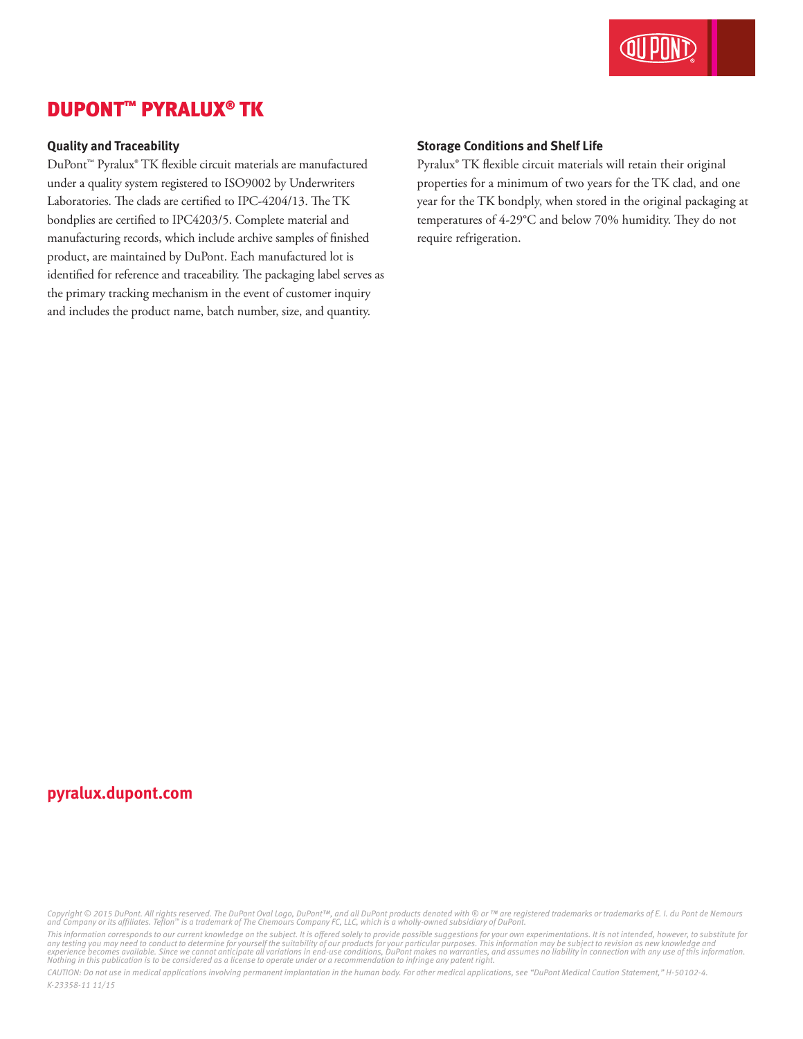# DUPONT™ PYRALUX® TK

## Quality and Traceability

DuPont™ Pyralux® TK flexible circuit materials are manufactured under a quality system registered to ISO9002 by Underwriters Laboratories. The clads are certified to IPC-4204/13. The TK bondplies are certified to IPC4203/5. Complete material and manufacturing records, which include archive samples of finished product, are maintained by DuPont. Each manufactured lot is identified for reference and traceability. The packaging label serves as the primary tracking mechanism in the event of customer inquiry and includes the product name, batch number, size, and quantity.

## Storage Conditions and Shelf Life

Pyralux® TK flexible circuit materials will retain their original properties for a minimum of two years for the TK clad, and one year for the TK bondply, when stored in the original packaging at temperatures of 4-29°C and below 70% humidity. They do not require refrigeration.

**pyralux.dupont.com**

*Copyright © 2015 DuPont. All rights reserved. The DuPont Oval Logo, DuPont™, and all DuPont products denoted with ® or ™ are registered trademarks or trademarks of E. I. du Pont de Nemours and Company or its affiliates. Teflon™ is a trademark of The Chemours Company FC, LLC, which is a wholly-owned subsidiary of DuPont.*

*This information corresponds to our current knowledge on the subject. It is offered solely to provide possible suggestions for your own experimentations. It is not intended, however, to substitute for any testing you may need to conduct to determine for yourself the suitability of our products for your particular purposes. This information may be subject to revision as new knowledge and experience becomes available. Since we cannot anticipate all variations in end-use conditions, DuPont makes no warranties, and assumes no liability in connection with any use of this information. Nothing in this publication is to be considered as a license to operate under or a recommendation to infringe any patent right.*

*CAUTION: Do not use in medical applications involving permanent implantation in the human body. For other medical applications, see "DuPont Medical Caution Statement," H-50102-4.*

*K-23358-11 11/15*